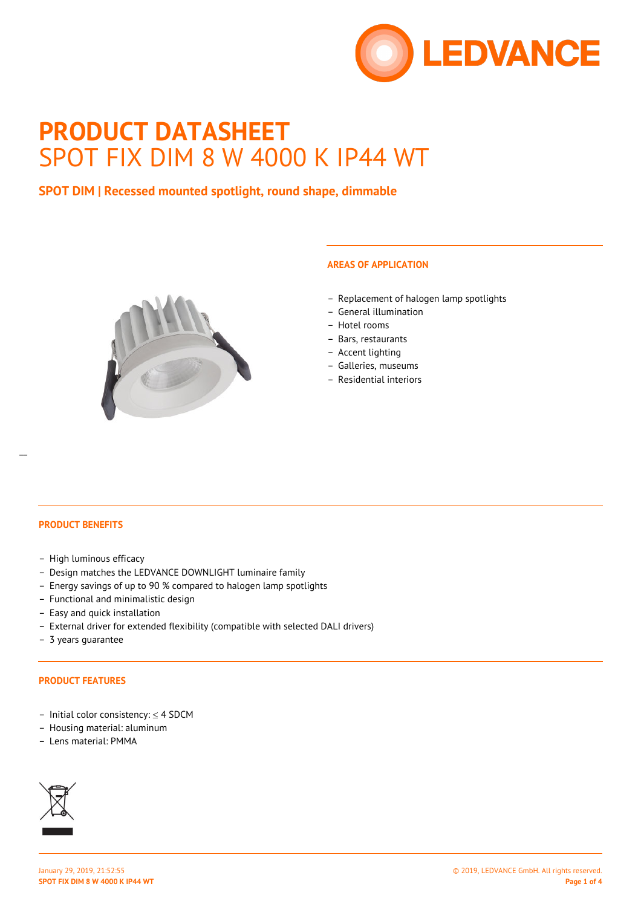# PRODUCT DATASHEET

SPOT FIX DIM 8 W 4000 K IP44 WT

**SPOT DIM | Recessed mounted spotlight, round shape, dimmable**

## AREAS OF APPLICATION

- Replacement of halogen lamp spotlights
- General illumination
- Hotel rooms
- Bars, restaurants
- Accent lighting
- Galleries, museums
- Residential interiors

## PRODUCT BENEFITS

- High luminous efficacy
- Design matches the LEDVANCE DOWNLIGHT luminaire family
- Energy savings of up to 90 % compared to halogen lamp spotlights
- Functional and minimalistic design
- Easy and quick installation
- External driver for extended flexibility (compatible with selected DALI drivers)
- 3 years guarantee

## PRODUCT FEATURES

- Initial color consistency: ≤ 4 SDCM
- Housing material: aluminum
- Lens material: PMMA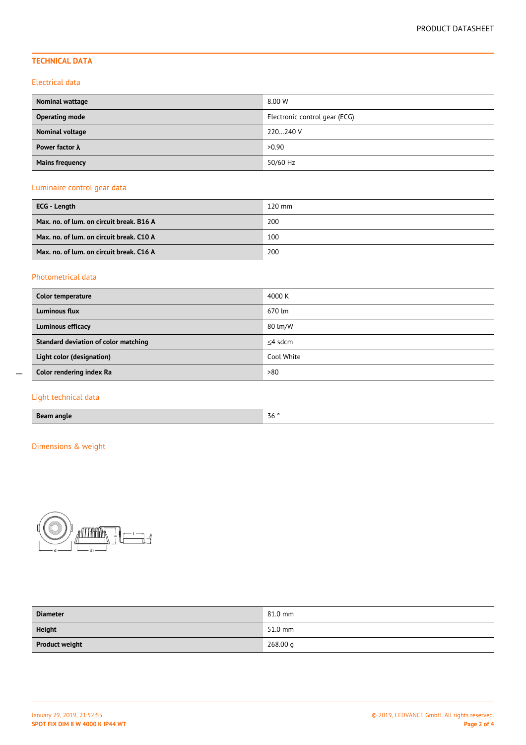## TECHNICAL DATA

### Electrical data

| | |
|---|---|
| **Nominal wattage** | 8.00 W |
| **Operating mode** | Electronic control gear (ECG) |
| **Nominal voltage** | 220…240 V |
| **Power factor λ** | >0.90 |
| **Mains frequency** | 50/60 Hz |

### Luminaire control gear data

| | |
|---|---|
| **ECG - Length** | 120 mm |
| **Max. no. of lum. on circuit break. B16 A** | 200 |
| **Max. no. of lum. on circuit break. C10 A** | 100 |
| **Max. no. of lum. on circuit break. C16 A** | 200 |

### Photometrical data

| | |
|---|---|
| **Color temperature** | 4000 K |
| **Luminous flux** | 670 lm |
| **Luminous efficacy** | 80 lm/W |
| **Standard deviation of color matching** | ≤4 sdcm |
| **Light color (designation)** | Cool White |
| **Color rendering index Ra** | >80 |

### Light technical data

| | |
|---|---|
| **Beam angle** | 36 ° |

### Dimensions & weight

| | |
|---|---|
| **Diameter** | 81.0 mm |
| **Height** | 51.0 mm |
| **Product weight** | 268.00 g |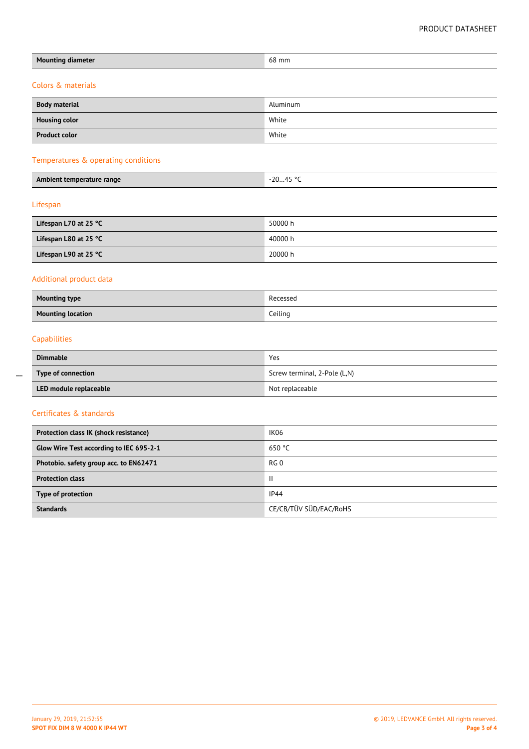| Mounting diameter | 68 mm |
|---|---|

## Colors & materials

| Body material | Aluminum |
|---|---|
| Housing color | White |
| Product color | White |

## Temperatures & operating conditions

| Ambient temperature range | -20…45 °C |
|---|---|

## Lifespan

| Lifespan L70 at 25 °C | 50000 h |
|---|---|
| Lifespan L80 at 25 °C | 40000 h |
| Lifespan L90 at 25 °C | 20000 h |

## Additional product data

| Mounting type | Recessed |
|---|---|
| Mounting location | Ceiling |

## Capabilities

| Dimmable | Yes |
|---|---|
| Type of connection | Screw terminal, 2-Pole (L,N) |
| LED module replaceable | Not replaceable |

## Certificates & standards

| Protection class IK (shock resistance) | IK06 |
|---|---|
| Glow Wire Test according to IEC 695-2-1 | 650 °C |
| Photobio. safety group acc. to EN62471 | RG 0 |
| Protection class | II |
| Type of protection | IP44 |
| Standards | CE/CB/TÜV SÜD/EAC/RoHS |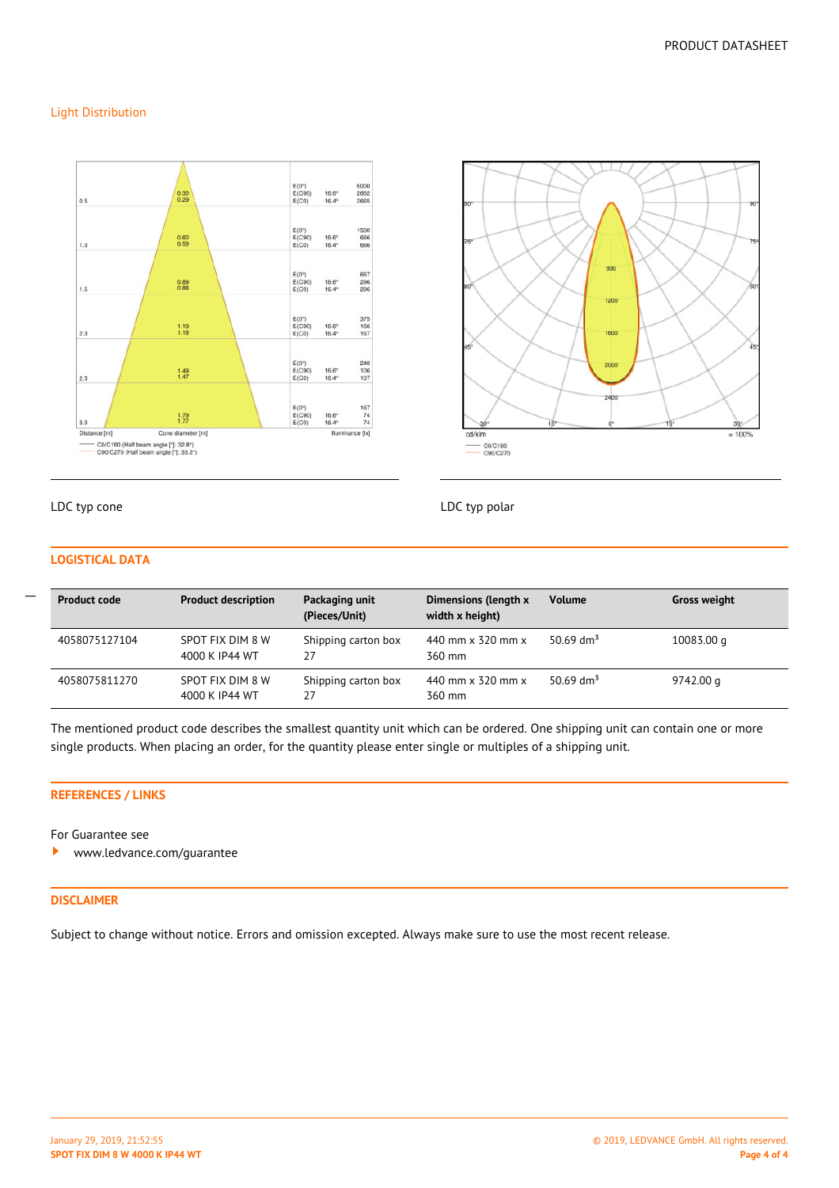## Light Distribution

0.5
0.30
0.29
E(0°) 6000
E(C90) 16.6° 2652
E(C0) 16.4° 2665

1.0
0.60
0.59
E(0°) 1500
E(C90) 16.6° 666
E(C0) 16.4° 666

1.5
0.89
0.88
E(0°) 667
E(C90) 16.6° 296
E(C0) 16.4° 296

2.0
1.19
1.18
E(0°) 375
E(C90) 16.6° 166
E(C0) 16.4° 167

2.5
1.49
1.47
E(0°) 240
E(C90) 16.6° 106
E(C0) 16.4° 107

3.0
1.79
1.77
E(0°) 167
E(C90) 16.6° 74
E(C0) 16.4° 74

Distance [m]
Cone diameter [m]
Illuminance [lx]
C0/C180 (Half beam angle [°]: 32.8°)
C90/C270 (Half beam angle [°]: 33.2°)

90° 90°
75° 75°
60° 60°
45° 45°
800
1200
1600
2000
2400
30° 15° 0° 15° 30°
cd/klm
= 100%
C0/C180
C90/C270

LDC typ cone

LDC typ polar

## LOGISTICAL DATA

| Product code | Product description | Packaging unit (Pieces/Unit) | Dimensions (length x width x height) | Volume | Gross weight |
|---|---|---|---|---|---|
| 4058075127104 | SPOT FIX DIM 8 W 4000 K IP44 WT | Shipping carton box 27 | 440 mm x 320 mm x 360 mm | 50.69 $dm^3$ | 10083.00 g |
| 4058075811270 | SPOT FIX DIM 8 W 4000 K IP44 WT | Shipping carton box 27 | 440 mm x 320 mm x 360 mm | 50.69 $dm^3$ | 9742.00 g |

The mentioned product code describes the smallest quantity unit which can be ordered. One shipping unit can contain one or more single products. When placing an order, for the quantity please enter single or multiples of a shipping unit.

## REFERENCES / LINKS

For Guarantee see

- www.ledvance.com/guarantee

## DISCLAIMER

Subject to change without notice. Errors and omission excepted. Always make sure to use the most recent release.